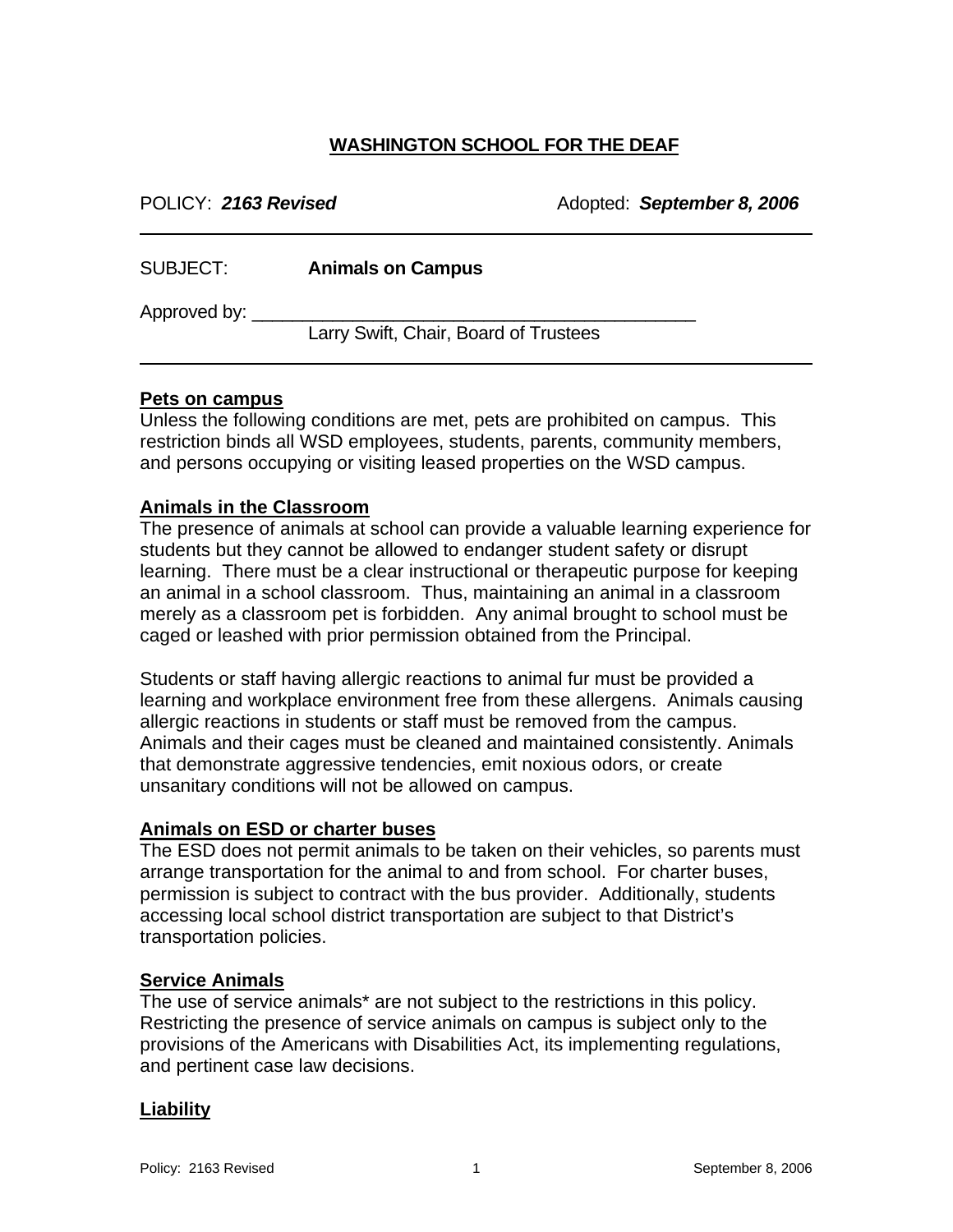# WASHINGTON SCHOOL FOR THE DEAF

POLICY: ***2163 Revised*** Adopted: ***September 8, 2006***

---

SUBJECT: **Animals on Campus**

Approved by: ______________________________________________
Larry Swift, Chair, Board of Trustees

---

## Pets on campus

Unless the following conditions are met, pets are prohibited on campus. This restriction binds all WSD employees, students, parents, community members, and persons occupying or visiting leased properties on the WSD campus.

## Animals in the Classroom

The presence of animals at school can provide a valuable learning experience for students but they cannot be allowed to endanger student safety or disrupt learning. There must be a clear instructional or therapeutic purpose for keeping an animal in a school classroom. Thus, maintaining an animal in a classroom merely as a classroom pet is forbidden. Any animal brought to school must be caged or leashed with prior permission obtained from the Principal.

Students or staff having allergic reactions to animal fur must be provided a learning and workplace environment free from these allergens. Animals causing allergic reactions in students or staff must be removed from the campus. Animals and their cages must be cleaned and maintained consistently. Animals that demonstrate aggressive tendencies, emit noxious odors, or create unsanitary conditions will not be allowed on campus.

## Animals on ESD or charter buses

The ESD does not permit animals to be taken on their vehicles, so parents must arrange transportation for the animal to and from school. For charter buses, permission is subject to contract with the bus provider. Additionally, students accessing local school district transportation are subject to that District's transportation policies.

## Service Animals

The use of service animals* are not subject to the restrictions in this policy. Restricting the presence of service animals on campus is subject only to the provisions of the Americans with Disabilities Act, its implementing regulations, and pertinent case law decisions.

## Liability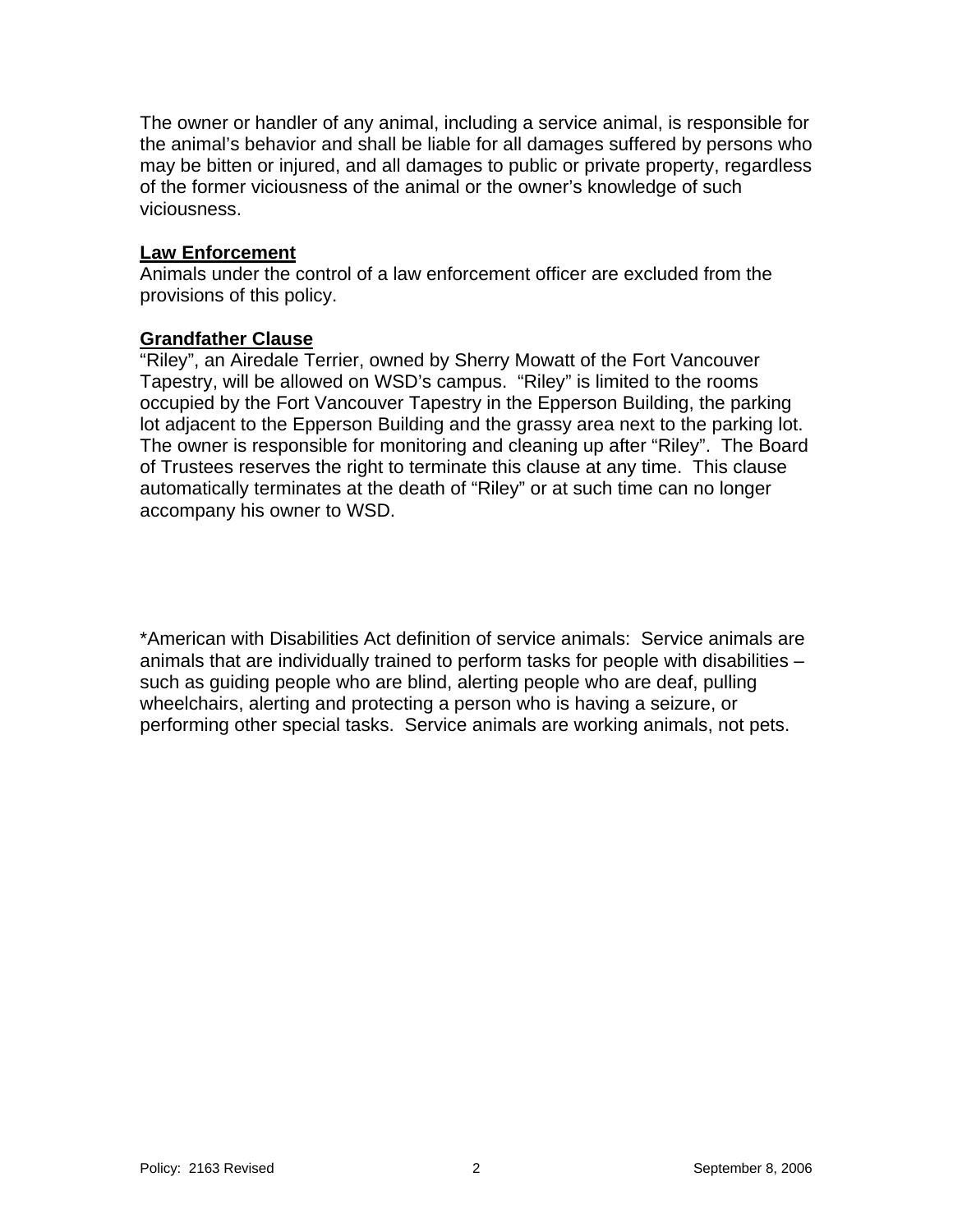The owner or handler of any animal, including a service animal, is responsible for the animal's behavior and shall be liable for all damages suffered by persons who may be bitten or injured, and all damages to public or private property, regardless of the former viciousness of the animal or the owner's knowledge of such viciousness.

**Law Enforcement**

Animals under the control of a law enforcement officer are excluded from the provisions of this policy.

**Grandfather Clause**

"Riley", an Airedale Terrier, owned by Sherry Mowatt of the Fort Vancouver Tapestry, will be allowed on WSD's campus. "Riley" is limited to the rooms occupied by the Fort Vancouver Tapestry in the Epperson Building, the parking lot adjacent to the Epperson Building and the grassy area next to the parking lot. The owner is responsible for monitoring and cleaning up after "Riley". The Board of Trustees reserves the right to terminate this clause at any time. This clause automatically terminates at the death of "Riley" or at such time can no longer accompany his owner to WSD.

*American with Disabilities Act definition of service animals: Service animals are animals that are individually trained to perform tasks for people with disabilities – such as guiding people who are blind, alerting people who are deaf, pulling wheelchairs, alerting and protecting a person who is having a seizure, or performing other special tasks. Service animals are working animals, not pets.